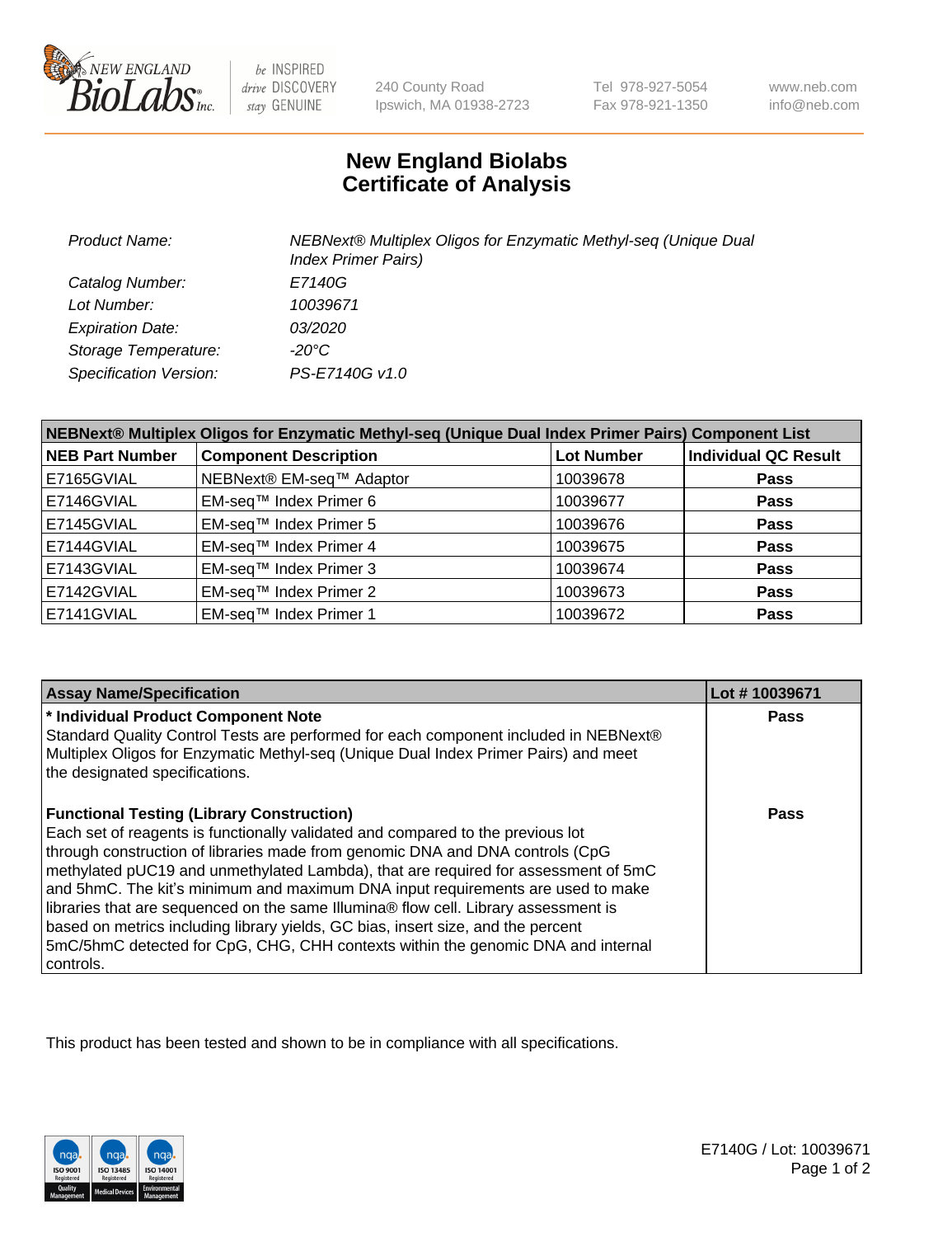# New England Biolabs
# Certificate of Analysis

| | |
|---|---|
| *Product Name:* | *NEBNext® Multiplex Oligos for Enzymatic Methyl-seq (Unique Dual Index Primer Pairs)* |
| *Catalog Number:* | *E7140G* |
| *Lot Number:* | *10039671* |
| *Expiration Date:* | *03/2020* |
| *Storage Temperature:* | *-20°C* |
| *Specification Version:* | *PS-E7140G v1.0* |

| NEBNext® Multiplex Oligos for Enzymatic Methyl-seq (Unique Dual Index Primer Pairs) Component List | | | |
|---|---|---|---|
| **NEB Part Number** | **Component Description** | **Lot Number** | **Individual QC Result** |
| E7165GVIAL | NEBNext® EM-seq™ Adaptor | 10039678 | **Pass** |
| E7146GVIAL | EM-seq™ Index Primer 6 | 10039677 | **Pass** |
| E7145GVIAL | EM-seq™ Index Primer 5 | 10039676 | **Pass** |
| E7144GVIAL | EM-seq™ Index Primer 4 | 10039675 | **Pass** |
| E7143GVIAL | EM-seq™ Index Primer 3 | 10039674 | **Pass** |
| E7142GVIAL | EM-seq™ Index Primer 2 | 10039673 | **Pass** |
| E7141GVIAL | EM-seq™ Index Primer 1 | 10039672 | **Pass** |

| Assay Name/Specification | Lot # 10039671 |
|---|---|
| **\* Individual Product Component Note**<br>Standard Quality Control Tests are performed for each component included in NEBNext® Multiplex Oligos for Enzymatic Methyl-seq (Unique Dual Index Primer Pairs) and meet the designated specifications. | **Pass** |
| **Functional Testing (Library Construction)**<br>Each set of reagents is functionally validated and compared to the previous lot through construction of libraries made from genomic DNA and DNA controls (CpG methylated pUC19 and unmethylated Lambda), that are required for assessment of 5mC and 5hmC. The kit's minimum and maximum DNA input requirements are used to make libraries that are sequenced on the same Illumina® flow cell. Library assessment is based on metrics including library yields, GC bias, insert size, and the percent 5mC/5hmC detected for CpG, CHG, CHH contexts within the genomic DNA and internal controls. | **Pass** |

This product has been tested and shown to be in compliance with all specifications.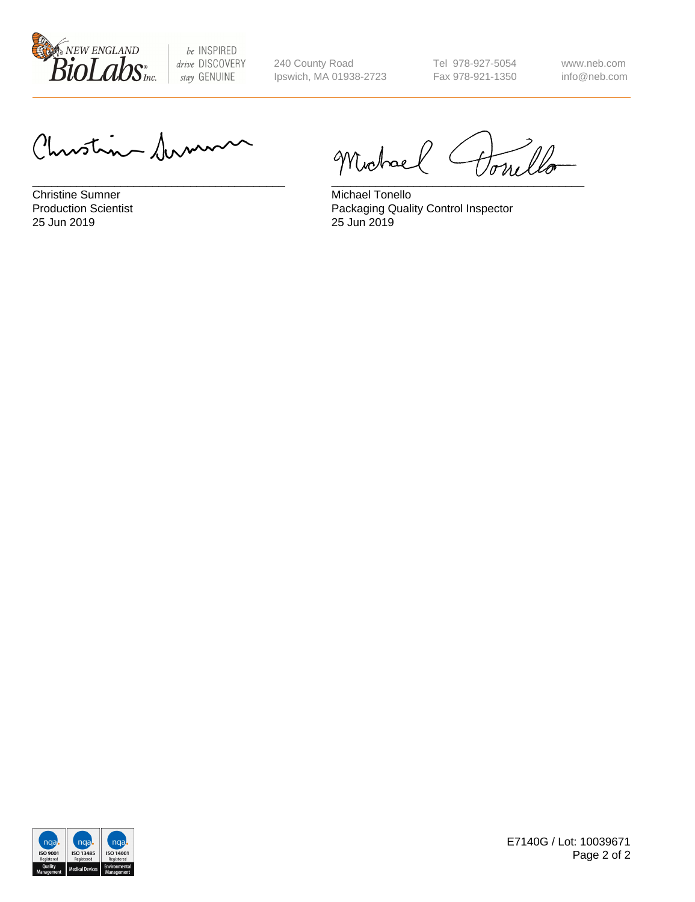Christine Sumner
Production Scientist
25 Jun 2019

Michael Tonello
Packaging Quality Control Inspector
25 Jun 2019

E7140G / Lot: 10039671